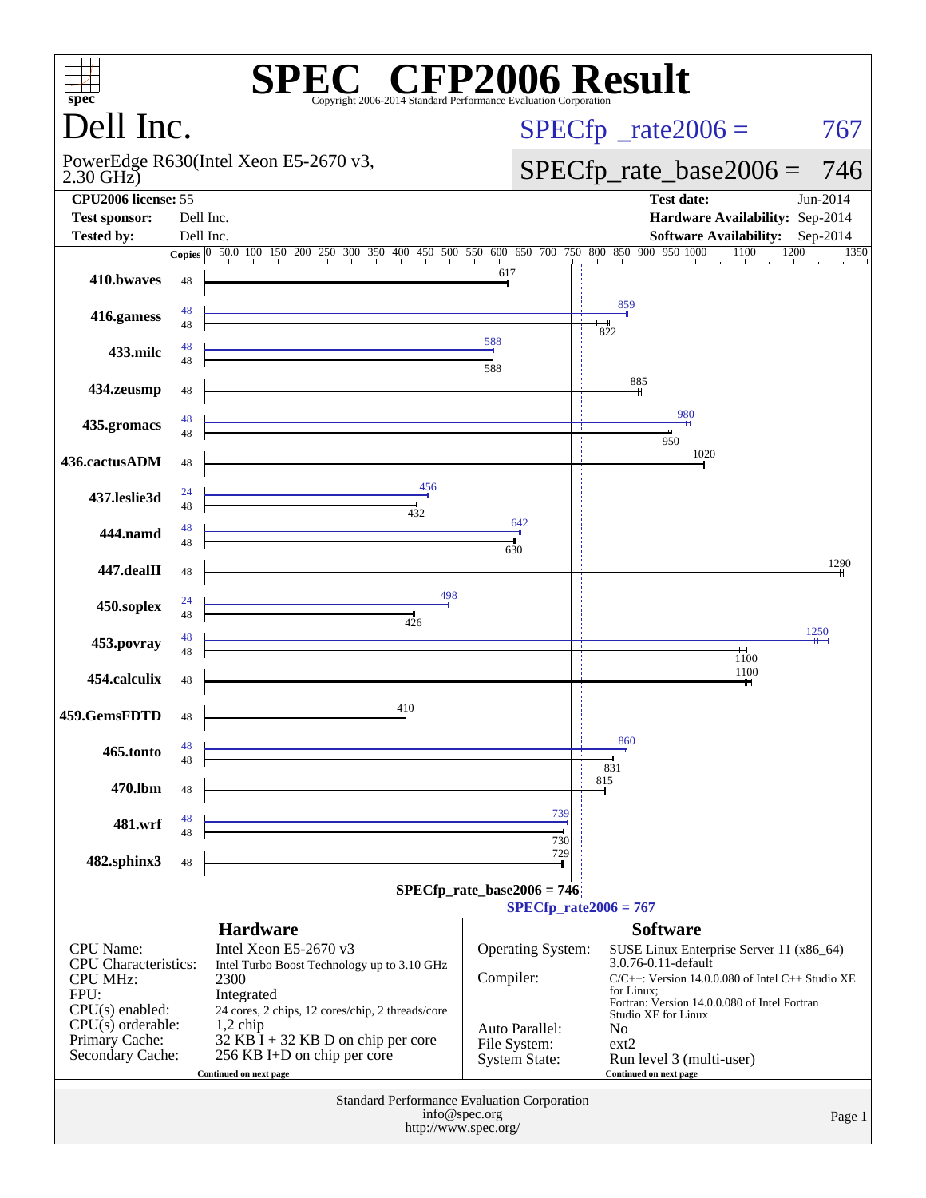# SPEC CFP2006 Result

Copyright 2006-2014 Standard Performance Evaluation Corporation

## Dell Inc.

PowerEdge R630(Intel Xeon E5-2670 v3, 2.30 GHz)

SPECfp_rate2006 = 767

SPECfp_rate_base2006 = 746

| | | | |
|---|---|---|---|
| **CPU2006 license:** | 55 | **Test date:** | Jun-2014 |
| **Test sponsor:** | Dell Inc. | **Hardware Availability:** | Sep-2014 |
| **Tested by:** | Dell Inc. | **Software Availability:** | Sep-2014 |

| Benchmark | Copies (peak) | Copies (base) | Peak | Base |
|---|---|---|---|---|
| 410.bwaves | | 48 | | 617 |
| 416.gamess | 48 | 48 | 859 | 822 |
| 433.milc | 48 | 48 | 588 | 588 |
| 434.zeusmp | | 48 | | 885 |
| 435.gromacs | 48 | 48 | 980 | 950 |
| 436.cactusADM | | 48 | | 1020 |
| 437.leslie3d | 24 | 48 | 456 | 432 |
| 444.namd | 48 | 48 | 642 | 630 |
| 447.dealII | | 48 | | 1290 |
| 450.soplex | 24 | 48 | 498 | 426 |
| 453.povray | 48 | 48 | 1250 | 1100 |
| 454.calculix | | 48 | | 1100 |
| 459.GemsFDTD | | 48 | | 410 |
| 465.tonto | 48 | 48 | 860 | 831 |
| 470.lbm | | 48 | | 815 |
| 481.wrf | 48 | 48 | 739 | 730 |
| 482.sphinx3 | | 48 | | 729 |

SPECfp_rate_base2006 = 746

SPECfp_rate2006 = 767

### Hardware

| | |
|---|---|
| CPU Name: | Intel Xeon E5-2670 v3 |
| CPU Characteristics: | Intel Turbo Boost Technology up to 3.10 GHz |
| CPU MHz: | 2300 |
| FPU: | Integrated |
| CPU(s) enabled: | 24 cores, 2 chips, 12 cores/chip, 2 threads/core |
| CPU(s) orderable: | 1,2 chip |
| Primary Cache: | 32 KB I + 32 KB D on chip per core |
| Secondary Cache: | 256 KB I+D on chip per core |

Continued on next page

### Software

| | |
|---|---|
| Operating System: | SUSE Linux Enterprise Server 11 (x86_64) 3.0.76-0.11-default |
| Compiler: | C/C++: Version 14.0.0.080 of Intel C++ Studio XE for Linux; Fortran: Version 14.0.0.080 of Intel Fortran Studio XE for Linux |
| Auto Parallel: | No |
| File System: | ext2 |
| System State: | Run level 3 (multi-user) |

Continued on next page

Standard Performance Evaluation Corporation
info@spec.org
http://www.spec.org/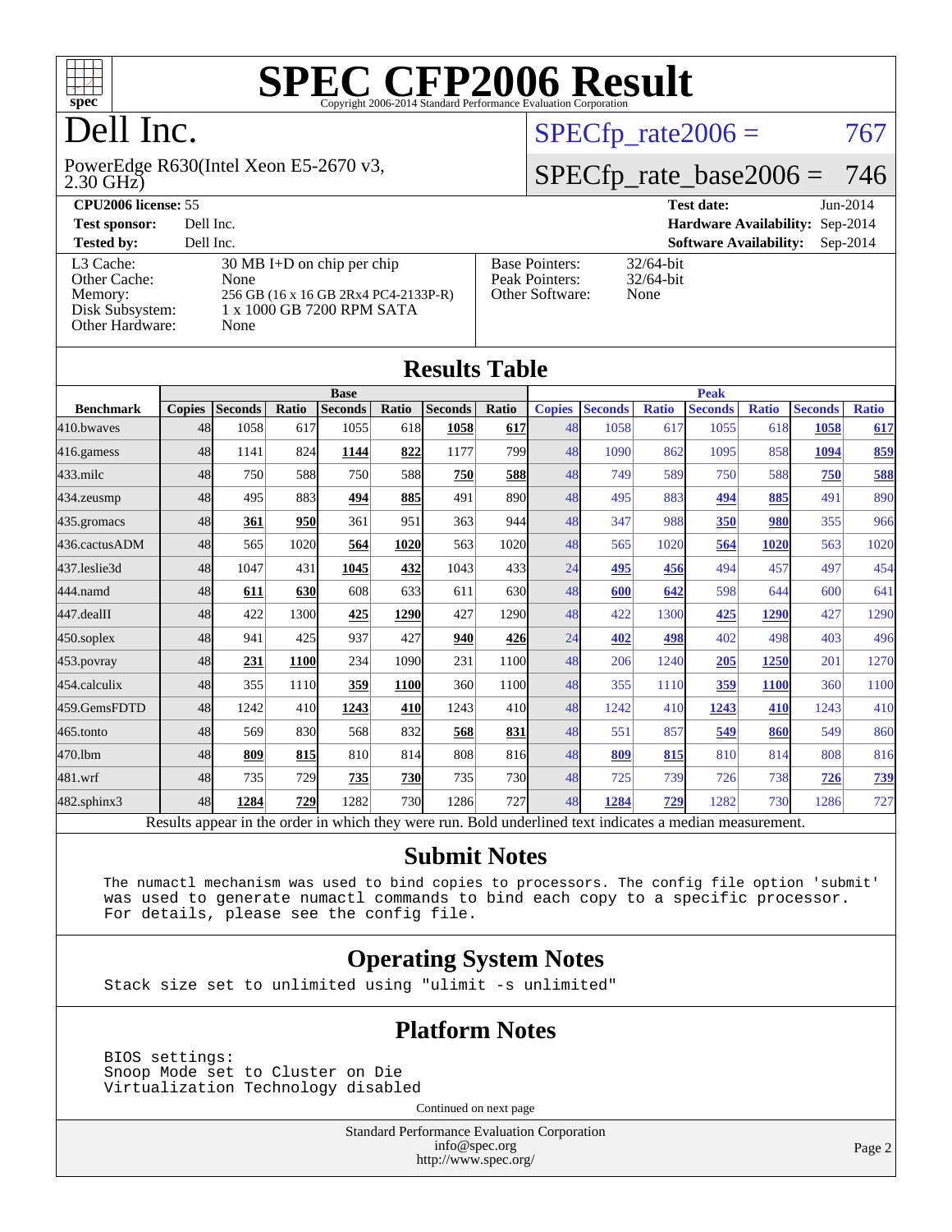# SPEC CFP2006 Result

Copyright 2006-2014 Standard Performance Evaluation Corporation

# Dell Inc.

PowerEdge R630(Intel Xeon E5-2670 v3, 2.30 GHz)

SPECfp_rate2006 = 767

SPECfp_rate_base2006 = 746

**CPU2006 license:** 55 | **Test date:** Jun-2014
**Test sponsor:** Dell Inc. | **Hardware Availability:** Sep-2014
**Tested by:** Dell Inc. | **Software Availability:** Sep-2014

| | | | |
|---|---|---|---|
| L3 Cache: | 30 MB I+D on chip per chip | Base Pointers: | 32/64-bit |
| Other Cache: | None | Peak Pointers: | 32/64-bit |
| Memory: | 256 GB (16 x 16 GB 2Rx4 PC4-2133P-R) | Other Software: | None |
| Disk Subsystem: | 1 x 1000 GB 7200 RPM SATA | | |
| Other Hardware: | None | | |

## Results Table

| | Base | | | | | | | Peak | | | | | | |
|---|---|---|---|---|---|---|---|---|---|---|---|---|---|---|
| Benchmark | Copies | Seconds | Ratio | Seconds | Ratio | Seconds | Ratio | Copies | Seconds | Ratio | Seconds | Ratio | Seconds | Ratio |
| 410.bwaves | 48 | 1058 | 617 | 1055 | 618 | **1058** | **617** | 48 | 1058 | 617 | 1055 | 618 | **1058** | **617** |
| 416.gamess | 48 | 1141 | 824 | **1144** | **822** | 1177 | 799 | 48 | 1090 | 862 | 1095 | 858 | **1094** | **859** |
| 433.milc | 48 | 750 | 588 | 750 | 588 | **750** | **588** | 48 | 749 | 589 | 750 | 588 | **750** | **588** |
| 434.zeusmp | 48 | 495 | 883 | **494** | **885** | 491 | 890 | 48 | 495 | 883 | **494** | **885** | 491 | 890 |
| 435.gromacs | 48 | **361** | **950** | 361 | 951 | 363 | 944 | 48 | 347 | 988 | **350** | **980** | 355 | 966 |
| 436.cactusADM | 48 | 565 | 1020 | **564** | **1020** | 563 | 1020 | 48 | 565 | 1020 | **564** | **1020** | 563 | 1020 |
| 437.leslie3d | 48 | 1047 | 431 | **1045** | **432** | 1043 | 433 | 24 | **495** | **456** | 494 | 457 | 497 | 454 |
| 444.namd | 48 | **611** | **630** | 608 | 633 | 611 | 630 | 48 | **600** | **642** | 598 | 644 | 600 | 641 |
| 447.dealII | 48 | 422 | 1300 | **425** | **1290** | 427 | 1290 | 48 | 422 | 1300 | **425** | **1290** | 427 | 1290 |
| 450.soplex | 48 | 941 | 425 | 937 | 427 | **940** | **426** | 24 | **402** | **498** | 402 | 498 | 403 | 496 |
| 453.povray | 48 | **231** | **1100** | 234 | 1090 | 231 | 1100 | 48 | 206 | 1240 | **205** | **1250** | 201 | 1270 |
| 454.calculix | 48 | 355 | 1110 | **359** | **1100** | 360 | 1100 | 48 | 355 | 1110 | **359** | **1100** | 360 | 1100 |
| 459.GemsFDTD | 48 | 1242 | 410 | **1243** | **410** | 1243 | 410 | 48 | 1242 | 410 | **1243** | **410** | 1243 | 410 |
| 465.tonto | 48 | 569 | 830 | 568 | 832 | **568** | **831** | 48 | 551 | 857 | **549** | **860** | 549 | 860 |
| 470.lbm | 48 | **809** | **815** | 810 | 814 | 808 | 816 | 48 | **809** | **815** | 810 | 814 | 808 | 816 |
| 481.wrf | 48 | 735 | 729 | **735** | **730** | 735 | 730 | 48 | 725 | 739 | 726 | 738 | **726** | **739** |
| 482.sphinx3 | 48 | **1284** | **729** | 1282 | 730 | 1286 | 727 | 48 | **1284** | **729** | 1282 | 730 | 1286 | 727 |

Results appear in the order in which they were run. Bold underlined text indicates a median measurement.

## Submit Notes

The numactl mechanism was used to bind copies to processors. The config file option 'submit' was used to generate numactl commands to bind each copy to a specific processor. For details, please see the config file.

## Operating System Notes

Stack size set to unlimited using "ulimit -s unlimited"

## Platform Notes

BIOS settings:
Snoop Mode set to Cluster on Die
Virtualization Technology disabled

Continued on next page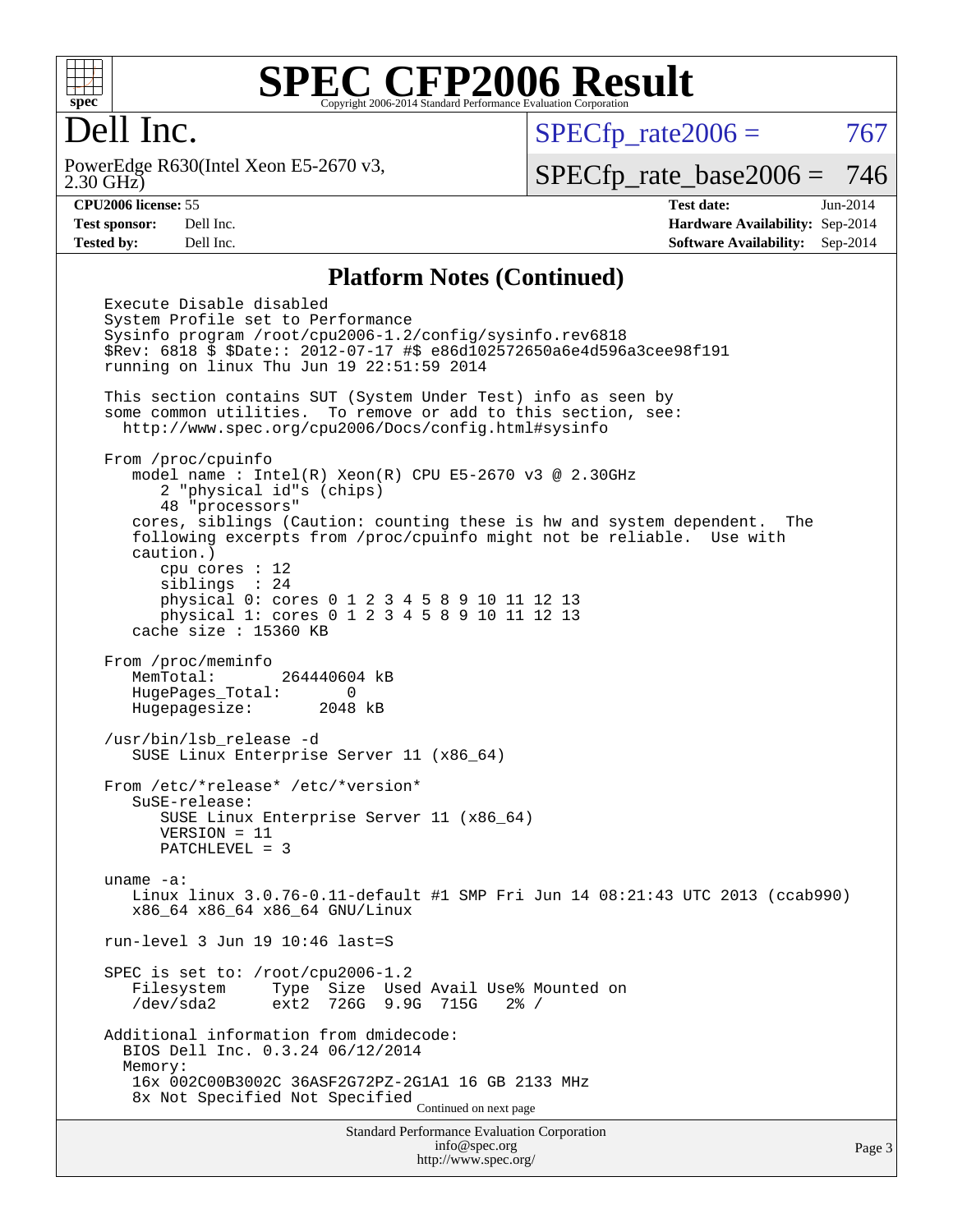# Dell Inc.

PowerEdge R630(Intel Xeon E5-2670 v3, 2.30 GHz)

SPECfp_rate2006 = 767

SPECfp_rate_base2006 = 746

**CPU2006 license:** 55
**Test sponsor:** Dell Inc.
**Tested by:** Dell Inc.

**Test date:** Jun-2014
**Hardware Availability:** Sep-2014
**Software Availability:** Sep-2014

## Platform Notes (Continued)

```
Execute Disable disabled
System Profile set to Performance
Sysinfo program /root/cpu2006-1.2/config/sysinfo.rev6818
$Rev: 6818 $ $Date:: 2012-07-17 #$ e86d102572650a6e4d596a3cee98f191
running on linux Thu Jun 19 22:51:59 2014

This section contains SUT (System Under Test) info as seen by
some common utilities.  To remove or add to this section, see:
  http://www.spec.org/cpu2006/Docs/config.html#sysinfo

From /proc/cpuinfo
   model name : Intel(R) Xeon(R) CPU E5-2670 v3 @ 2.30GHz
      2 "physical id"s (chips)
      48 "processors"
   cores, siblings (Caution: counting these is hw and system dependent.  The
   following excerpts from /proc/cpuinfo might not be reliable.  Use with
   caution.)
      cpu cores : 12
      siblings  : 24
      physical 0: cores 0 1 2 3 4 5 8 9 10 11 12 13
      physical 1: cores 0 1 2 3 4 5 8 9 10 11 12 13
   cache size : 15360 KB

From /proc/meminfo
   MemTotal:       264440604 kB
   HugePages_Total:       0
   Hugepagesize:       2048 kB

/usr/bin/lsb_release -d
   SUSE Linux Enterprise Server 11 (x86_64)

From /etc/*release* /etc/*version*
   SuSE-release:
      SUSE Linux Enterprise Server 11 (x86_64)
      VERSION = 11
      PATCHLEVEL = 3

uname -a:
   Linux linux 3.0.76-0.11-default #1 SMP Fri Jun 14 08:21:43 UTC 2013 (ccab990)
   x86_64 x86_64 x86_64 GNU/Linux

run-level 3 Jun 19 10:46 last=S

SPEC is set to: /root/cpu2006-1.2
   Filesystem     Type  Size  Used Avail Use% Mounted on
   /dev/sda2      ext2  726G  9.9G  715G   2% /

Additional information from dmidecode:
  BIOS Dell Inc. 0.3.24 06/12/2014
  Memory:
   16x 002C00B3002C 36ASF2G72PZ-2G1A1 16 GB 2133 MHz
   8x Not Specified Not Specified
```

Continued on next page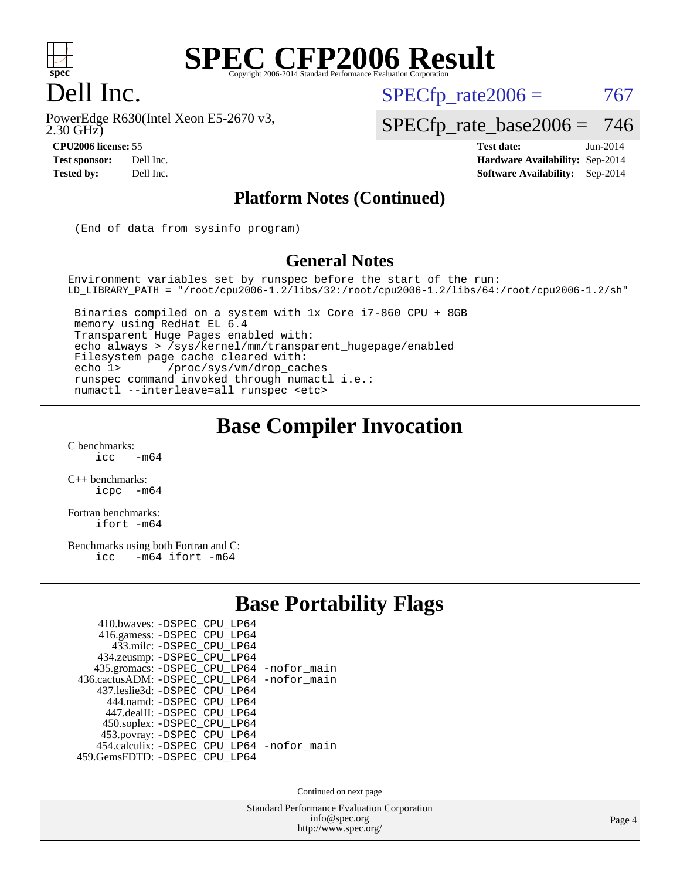# SPEC CFP2006 Result

Copyright 2006-2014 Standard Performance Evaluation Corporation

# Dell Inc.

PowerEdge R630(Intel Xeon E5-2670 v3, 2.30 GHz)

SPECfp_rate2006 = 767

SPECfp_rate_base2006 = 746

**CPU2006 license:** 55
**Test sponsor:** Dell Inc.
**Tested by:** Dell Inc.

**Test date:** Jun-2014
**Hardware Availability:** Sep-2014
**Software Availability:** Sep-2014

## Platform Notes (Continued)

```
(End of data from sysinfo program)
```

## General Notes

```
Environment variables set by runspec before the start of the run:
LD_LIBRARY_PATH = "/root/cpu2006-1.2/libs/32:/root/cpu2006-1.2/libs/64:/root/cpu2006-1.2/sh"

 Binaries compiled on a system with 1x Core i7-860 CPU + 8GB
 memory using RedHat EL 6.4
 Transparent Huge Pages enabled with:
 echo always > /sys/kernel/mm/transparent_hugepage/enabled
 Filesystem page cache cleared with:
 echo 1>       /proc/sys/vm/drop_caches
 runspec command invoked through numactl i.e.:
 numactl --interleave=all runspec <etc>
```

## Base Compiler Invocation

C benchmarks:
```
icc   -m64
```

C++ benchmarks:
```
icpc  -m64
```

Fortran benchmarks:
```
ifort -m64
```

Benchmarks using both Fortran and C:
```
icc   -m64 ifort -m64
```

## Base Portability Flags

```
   410.bwaves: -DSPEC_CPU_LP64
   416.gamess: -DSPEC_CPU_LP64
     433.milc: -DSPEC_CPU_LP64
   434.zeusmp: -DSPEC_CPU_LP64
  435.gromacs: -DSPEC_CPU_LP64 -nofor_main
436.cactusADM: -DSPEC_CPU_LP64 -nofor_main
  437.leslie3d: -DSPEC_CPU_LP64
     444.namd: -DSPEC_CPU_LP64
   447.dealII: -DSPEC_CPU_LP64
   450.soplex: -DSPEC_CPU_LP64
   453.povray: -DSPEC_CPU_LP64
 454.calculix: -DSPEC_CPU_LP64 -nofor_main
459.GemsFDTD: -DSPEC_CPU_LP64
```

Continued on next page

Standard Performance Evaluation Corporation
info@spec.org
http://www.spec.org/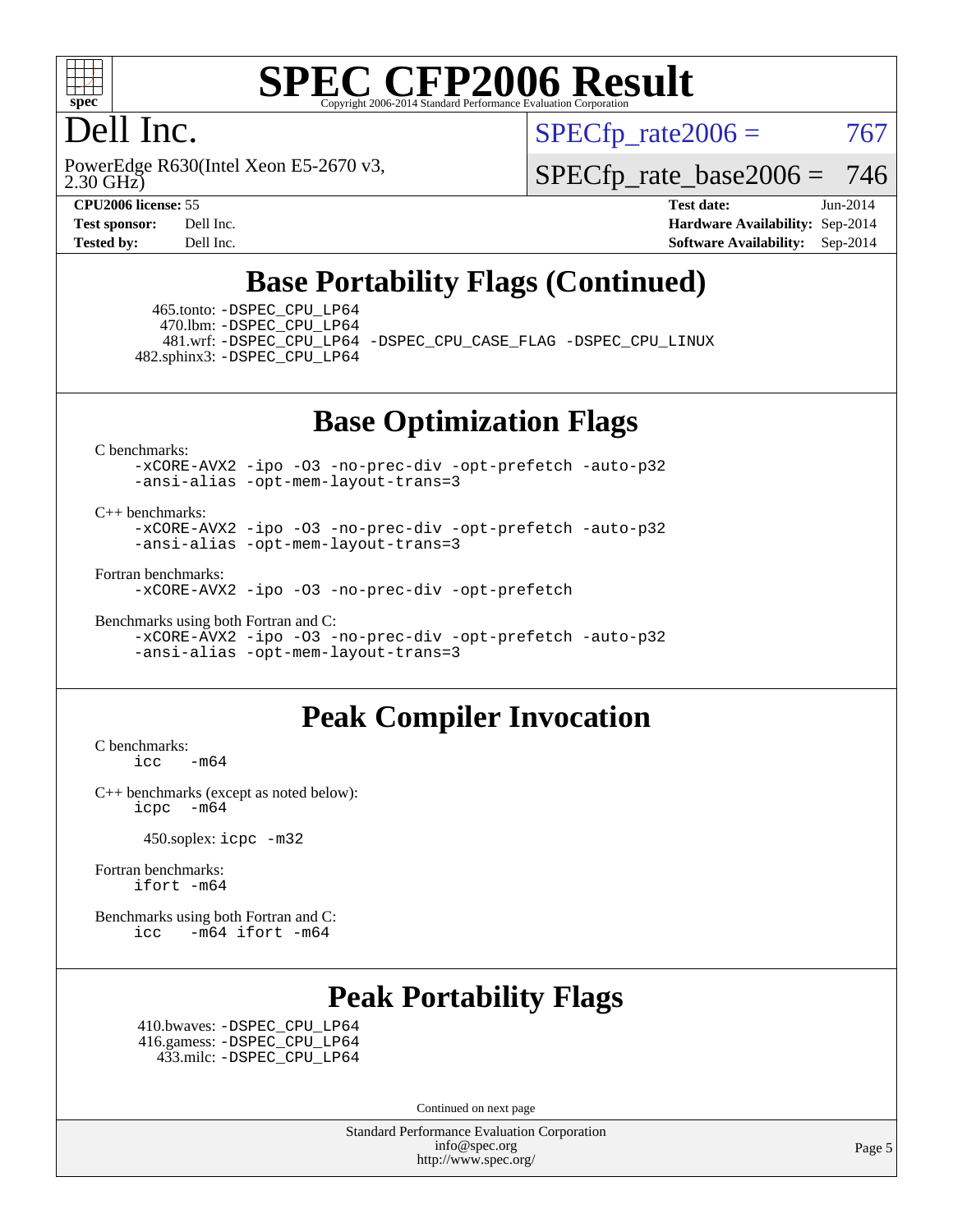# SPEC CFP2006 Result

Copyright 2006-2014 Standard Performance Evaluation Corporation

## Dell Inc.

PowerEdge R630(Intel Xeon E5-2670 v3, 2.30 GHz)

SPECfp_rate2006 = 767

SPECfp_rate_base2006 = 746

| | | | |
|---|---|---|---|
| **CPU2006 license:** 55 | | **Test date:** | Jun-2014 |
| **Test sponsor:** | Dell Inc. | **Hardware Availability:** | Sep-2014 |
| **Tested by:** | Dell Inc. | **Software Availability:** | Sep-2014 |

## Base Portability Flags (Continued)

465.tonto: -DSPEC_CPU_LP64
470.lbm: -DSPEC_CPU_LP64
481.wrf: -DSPEC_CPU_LP64 -DSPEC_CPU_CASE_FLAG -DSPEC_CPU_LINUX
482.sphinx3: -DSPEC_CPU_LP64

## Base Optimization Flags

C benchmarks:
-xCORE-AVX2 -ipo -O3 -no-prec-div -opt-prefetch -auto-p32 -ansi-alias -opt-mem-layout-trans=3

C++ benchmarks:
-xCORE-AVX2 -ipo -O3 -no-prec-div -opt-prefetch -auto-p32 -ansi-alias -opt-mem-layout-trans=3

Fortran benchmarks:
-xCORE-AVX2 -ipo -O3 -no-prec-div -opt-prefetch

Benchmarks using both Fortran and C:
-xCORE-AVX2 -ipo -O3 -no-prec-div -opt-prefetch -auto-p32 -ansi-alias -opt-mem-layout-trans=3

## Peak Compiler Invocation

C benchmarks:
icc -m64

C++ benchmarks (except as noted below):
icpc -m64

450.soplex: icpc -m32

Fortran benchmarks:
ifort -m64

Benchmarks using both Fortran and C:
icc -m64 ifort -m64

## Peak Portability Flags

410.bwaves: -DSPEC_CPU_LP64
416.gamess: -DSPEC_CPU_LP64
433.milc: -DSPEC_CPU_LP64

Continued on next page

Standard Performance Evaluation Corporation
info@spec.org
http://www.spec.org/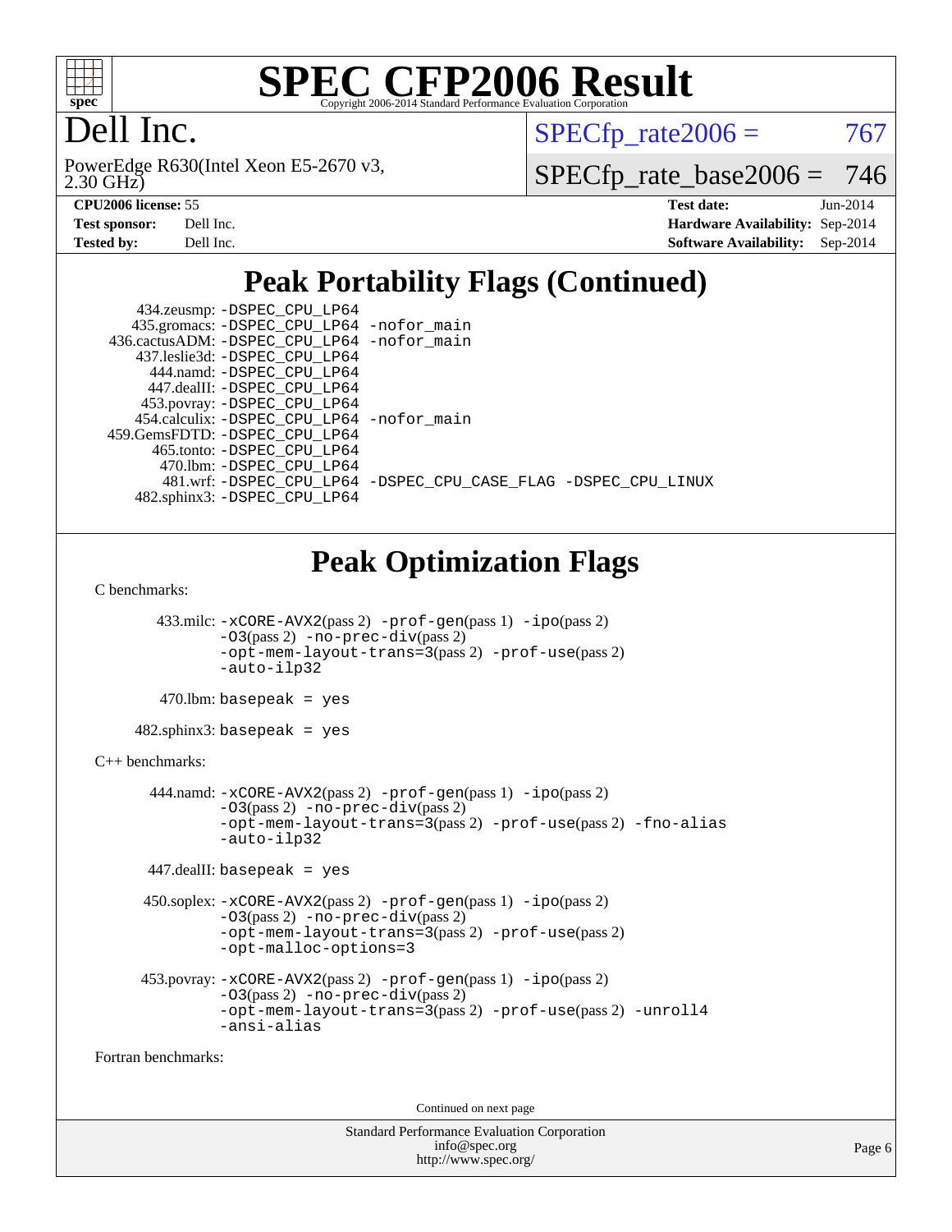## Peak Portability Flags (Continued)

```
    434.zeusmp: -DSPEC_CPU_LP64
   435.gromacs: -DSPEC_CPU_LP64 -nofor_main
  436.cactusADM: -DSPEC_CPU_LP64 -nofor_main
   437.leslie3d: -DSPEC_CPU_LP64
      444.namd: -DSPEC_CPU_LP64
    447.dealII: -DSPEC_CPU_LP64
    453.povray: -DSPEC_CPU_LP64
  454.calculix: -DSPEC_CPU_LP64 -nofor_main
  459.GemsFDTD: -DSPEC_CPU_LP64
     465.tonto: -DSPEC_CPU_LP64
       470.lbm: -DSPEC_CPU_LP64
       481.wrf: -DSPEC_CPU_LP64 -DSPEC_CPU_CASE_FLAG -DSPEC_CPU_LINUX
   482.sphinx3: -DSPEC_CPU_LP64
```

## Peak Optimization Flags

C benchmarks:

433.milc: -xCORE-AVX2(pass 2) -prof-gen(pass 1) -ipo(pass 2) -O3(pass 2) -no-prec-div(pass 2) -opt-mem-layout-trans=3(pass 2) -prof-use(pass 2) -auto-ilp32

470.lbm: basepeak = yes

482.sphinx3: basepeak = yes

C++ benchmarks:

444.namd: -xCORE-AVX2(pass 2) -prof-gen(pass 1) -ipo(pass 2) -O3(pass 2) -no-prec-div(pass 2) -opt-mem-layout-trans=3(pass 2) -prof-use(pass 2) -fno-alias -auto-ilp32

447.dealII: basepeak = yes

450.soplex: -xCORE-AVX2(pass 2) -prof-gen(pass 1) -ipo(pass 2) -O3(pass 2) -no-prec-div(pass 2) -opt-mem-layout-trans=3(pass 2) -prof-use(pass 2) -opt-malloc-options=3

453.povray: -xCORE-AVX2(pass 2) -prof-gen(pass 1) -ipo(pass 2) -O3(pass 2) -no-prec-div(pass 2) -opt-mem-layout-trans=3(pass 2) -prof-use(pass 2) -unroll4 -ansi-alias

Fortran benchmarks:

Continued on next page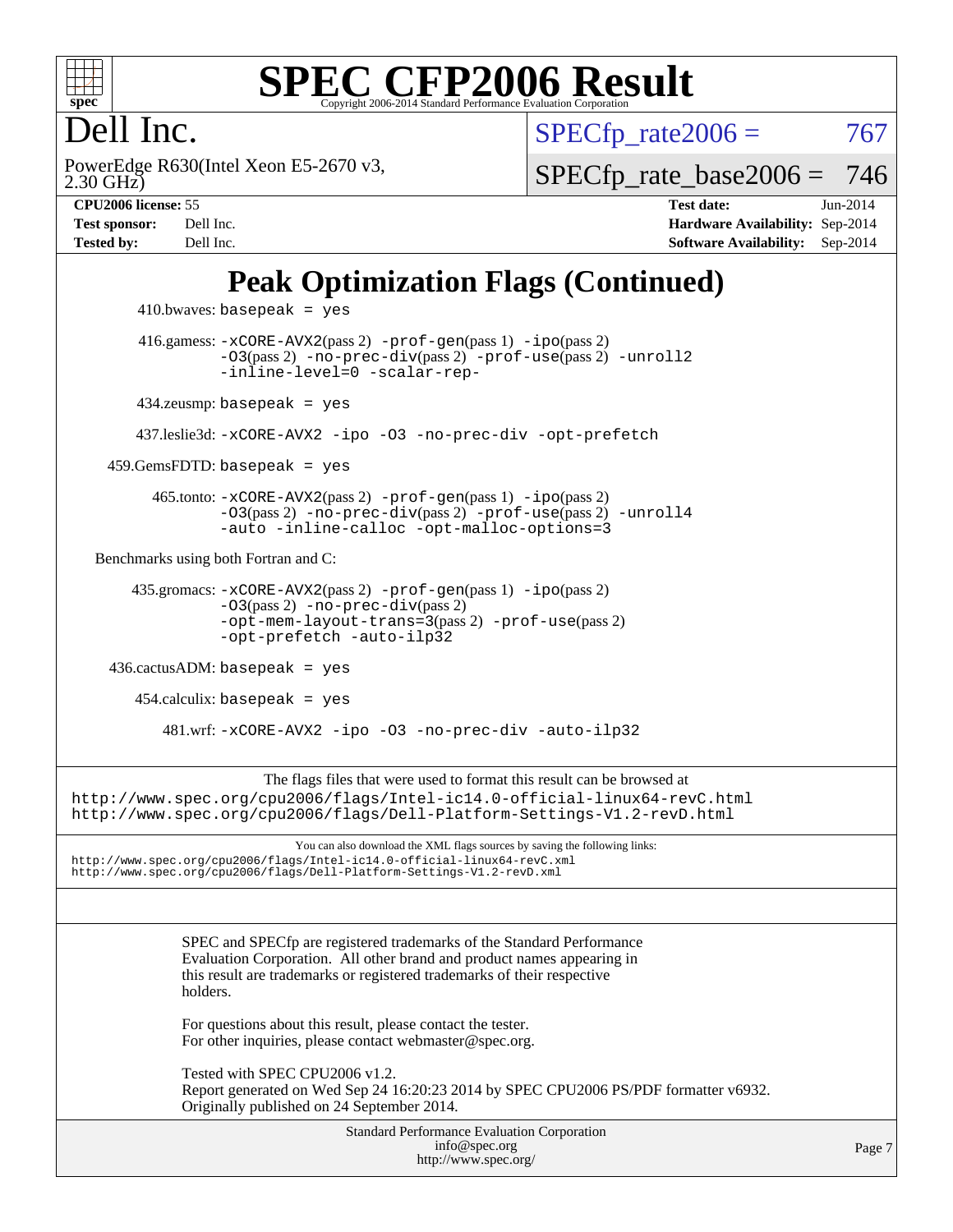# Peak Optimization Flags (Continued)

410.bwaves: basepeak = yes

416.gamess: -xCORE-AVX2(pass 2) -prof-gen(pass 1) -ipo(pass 2) -O3(pass 2) -no-prec-div(pass 2) -prof-use(pass 2) -unroll2 -inline-level=0 -scalar-rep-

434.zeusmp: basepeak = yes

437.leslie3d: -xCORE-AVX2 -ipo -O3 -no-prec-div -opt-prefetch

459.GemsFDTD: basepeak = yes

465.tonto: -xCORE-AVX2(pass 2) -prof-gen(pass 1) -ipo(pass 2) -O3(pass 2) -no-prec-div(pass 2) -prof-use(pass 2) -unroll4 -auto -inline-calloc -opt-malloc-options=3

Benchmarks using both Fortran and C:

435.gromacs: -xCORE-AVX2(pass 2) -prof-gen(pass 1) -ipo(pass 2) -O3(pass 2) -no-prec-div(pass 2) -opt-mem-layout-trans=3(pass 2) -prof-use(pass 2) -opt-prefetch -auto-ilp32

436.cactusADM: basepeak = yes

454.calculix: basepeak = yes

481.wrf: -xCORE-AVX2 -ipo -O3 -no-prec-div -auto-ilp32

The flags files that were used to format this result can be browsed at
http://www.spec.org/cpu2006/flags/Intel-ic14.0-official-linux64-revC.html
http://www.spec.org/cpu2006/flags/Dell-Platform-Settings-V1.2-revD.html

You can also download the XML flags sources by saving the following links:
http://www.spec.org/cpu2006/flags/Intel-ic14.0-official-linux64-revC.xml
http://www.spec.org/cpu2006/flags/Dell-Platform-Settings-V1.2-revD.xml

SPEC and SPECfp are registered trademarks of the Standard Performance Evaluation Corporation. All other brand and product names appearing in this result are trademarks or registered trademarks of their respective holders.

For questions about this result, please contact the tester.
For other inquiries, please contact webmaster@spec.org.

Tested with SPEC CPU2006 v1.2.
Report generated on Wed Sep 24 16:20:23 2014 by SPEC CPU2006 PS/PDF formatter v6932.
Originally published on 24 September 2014.